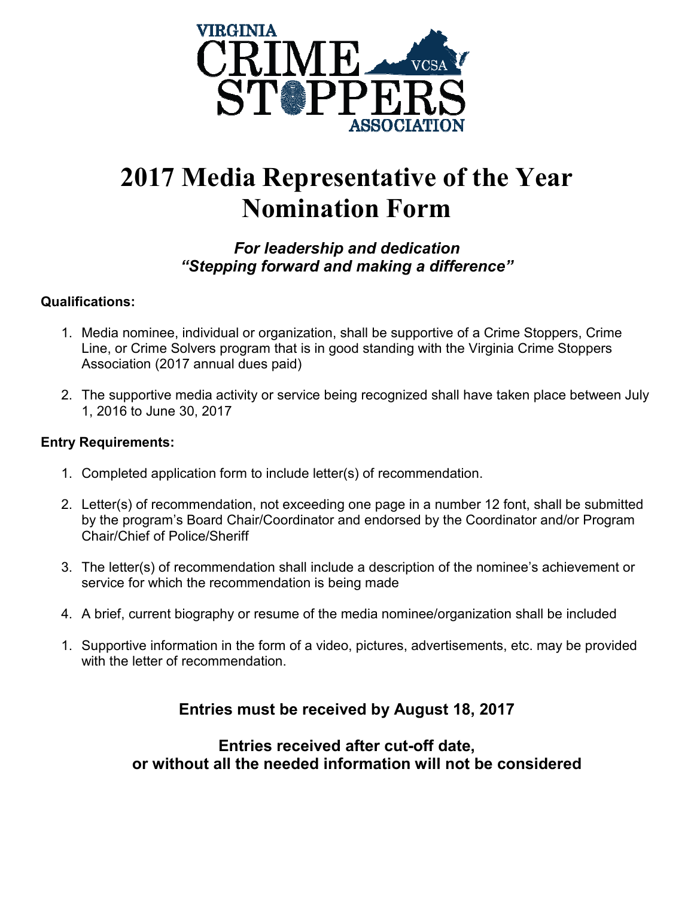VIRGINIA CRIME STOPPERS ASSOCIATION

VCSA

# 2017 Media Representative of the Year Nomination Form

***For leadership and dedication***
***"Stepping forward and making a difference"***

**Qualifications:**

1. Media nominee, individual or organization, shall be supportive of a Crime Stoppers, Crime Line, or Crime Solvers program that is in good standing with the Virginia Crime Stoppers Association (2017 annual dues paid)

2. The supportive media activity or service being recognized shall have taken place between July 1, 2016 to June 30, 2017

**Entry Requirements:**

1. Completed application form to include letter(s) of recommendation.

2. Letter(s) of recommendation, not exceeding one page in a number 12 font, shall be submitted by the program's Board Chair/Coordinator and endorsed by the Coordinator and/or Program Chair/Chief of Police/Sheriff

3. The letter(s) of recommendation shall include a description of the nominee's achievement or service for which the recommendation is being made

4. A brief, current biography or resume of the media nominee/organization shall be included

1. Supportive information in the form of a video, pictures, advertisements, etc. may be provided with the letter of recommendation.

**Entries must be received by August 18, 2017**

**Entries received after cut-off date,**
**or without all the needed information will not be considered**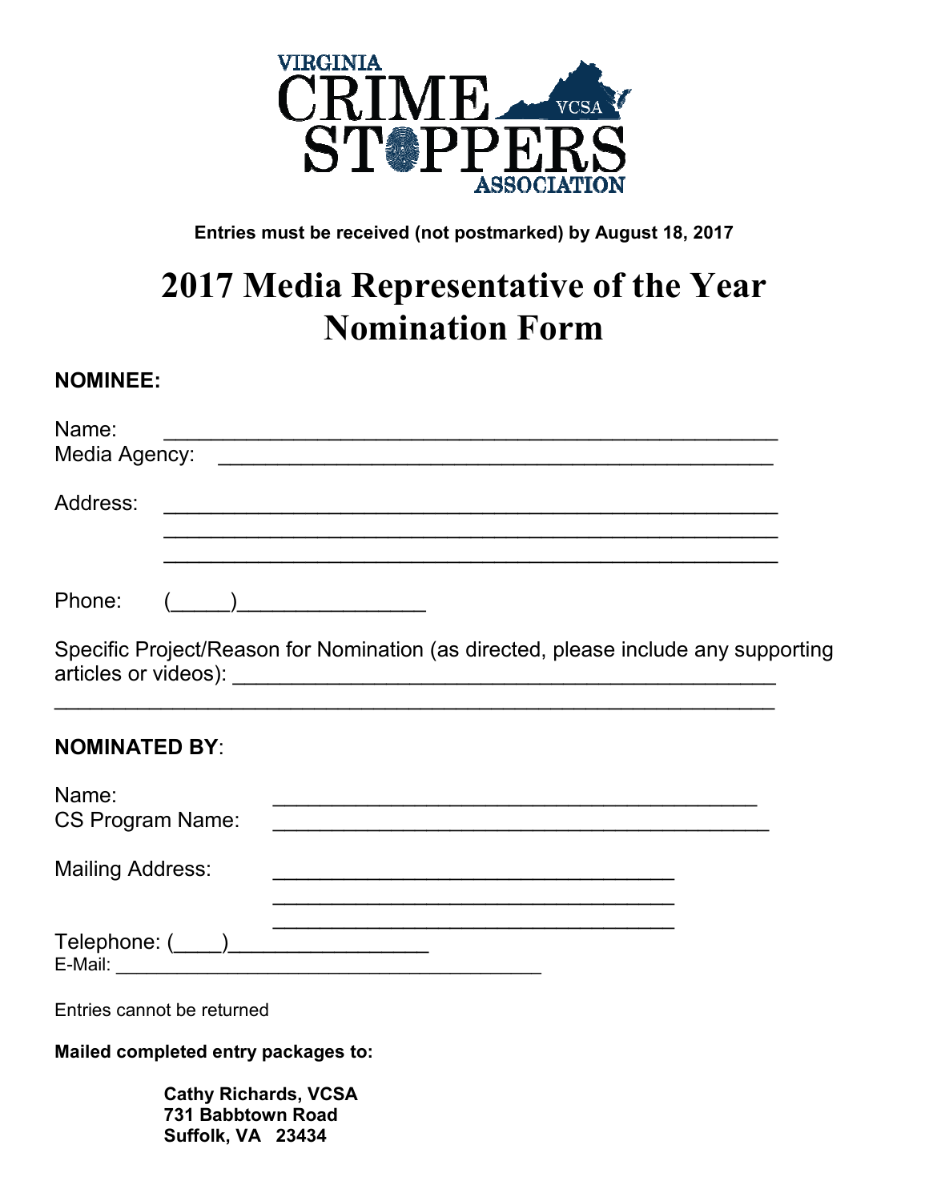VIRGINIA CRIME STOPPERS ASSOCIATION

**Entries must be received (not postmarked) by August 18, 2017**

# 2017 Media Representative of the Year Nomination Form

**NOMINEE:**

Name: _______________________________________________
Media Agency: ___________________________________________

Address: _______________________________________________
_______________________________________________
_______________________________________________

Phone: (_____)________________

Specific Project/Reason for Nomination (as directed, please include any supporting articles or videos): _______________________________________________
_______________________________________________

**NOMINATED BY**:

Name: ___________________________________________
CS Program Name: ___________________________________________

Mailing Address: ___________________________________
___________________________________
___________________________________

Telephone: (____)_________________
E-Mail: ________________________________________

Entries cannot be returned

**Mailed completed entry packages to:**

**Cathy Richards, VCSA**
**731 Babbtown Road**
**Suffolk, VA 23434**